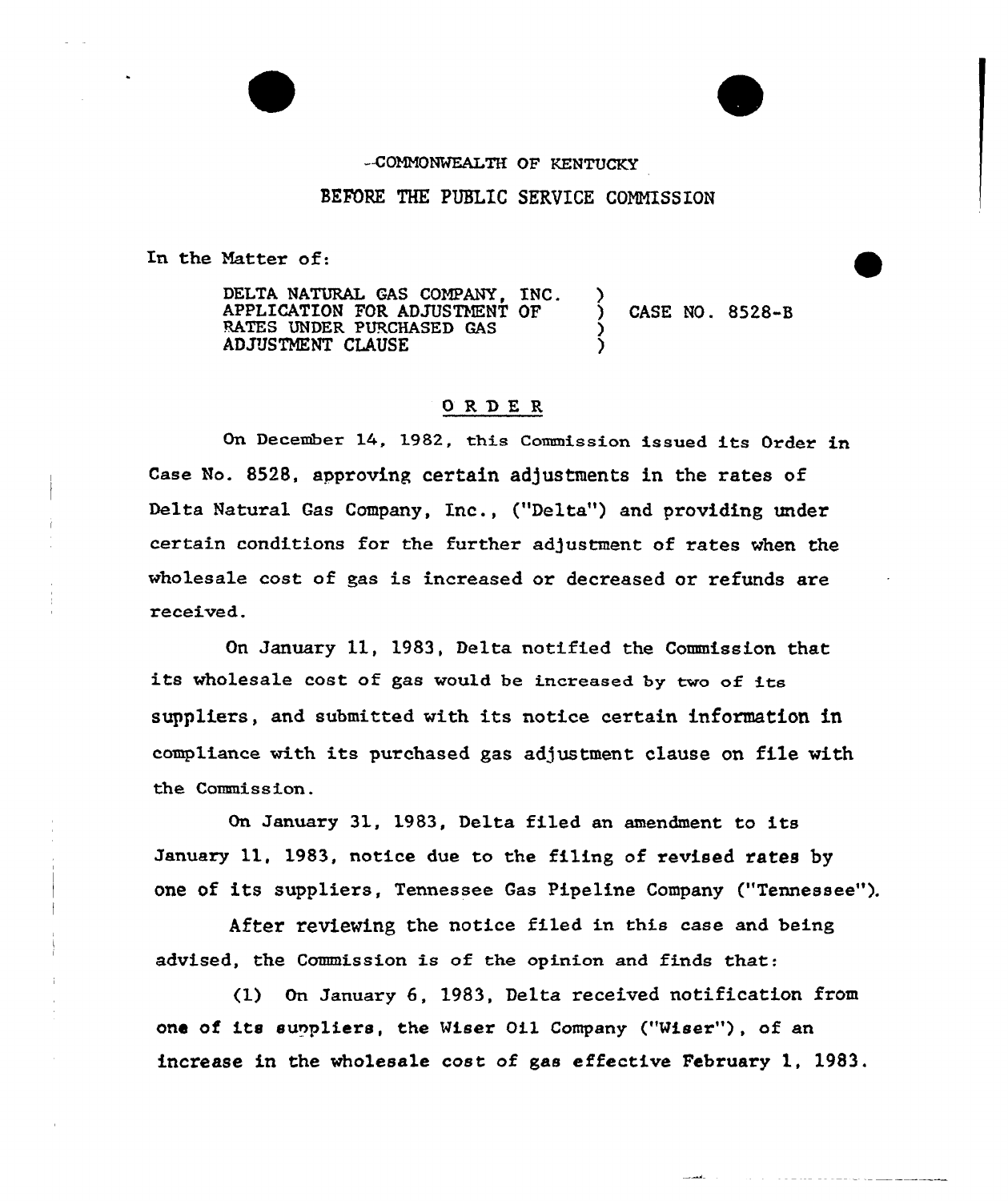COMMONWEALTH OF KENTUCKY

BEFORE THE PUBLIC SERVICE COMMISSION

In the Matter of:

| | | |
|---|---|---|
| DELTA NATURAL GAS COMPANY, INC. APPLICATION FOR ADJUSTMENT OF RATES UNDER PURCHASED GAS ADJUSTMENT CLAUSE | ) ) ) ) | CASE NO. 8528-B |

## O R D E R

On December 14, 1982, this Commission issued its Order in Case No. 8528, approving certain adjustments in the rates of Delta Natural Gas Company, Inc., ("Delta") and providing under certain conditions for the further adjustment of rates when the wholesale cost of gas is increased or decreased or refunds are received.

On January 11, 1983, Delta notified the Commission that its wholesale cost of gas would be increased by two of its suppliers, and submitted with its notice certain information in compliance with its purchased gas adjustment clause on file with the Commission.

On January 31, 1983, Delta filed an amendment to its January 11, 1983, notice due to the filing of revised rates by one of its suppliers, Tennessee Gas Pipeline Company ("Tennessee").

After reviewing the notice filed in this case and being advised, the Commission is of the opinion and finds that:

(1) On January 6, 1983, Delta received notification from one of its suppliers, the Wiser Oil Company ("Wiser"), of an increase in the wholesale cost of gas effective February 1, 1983.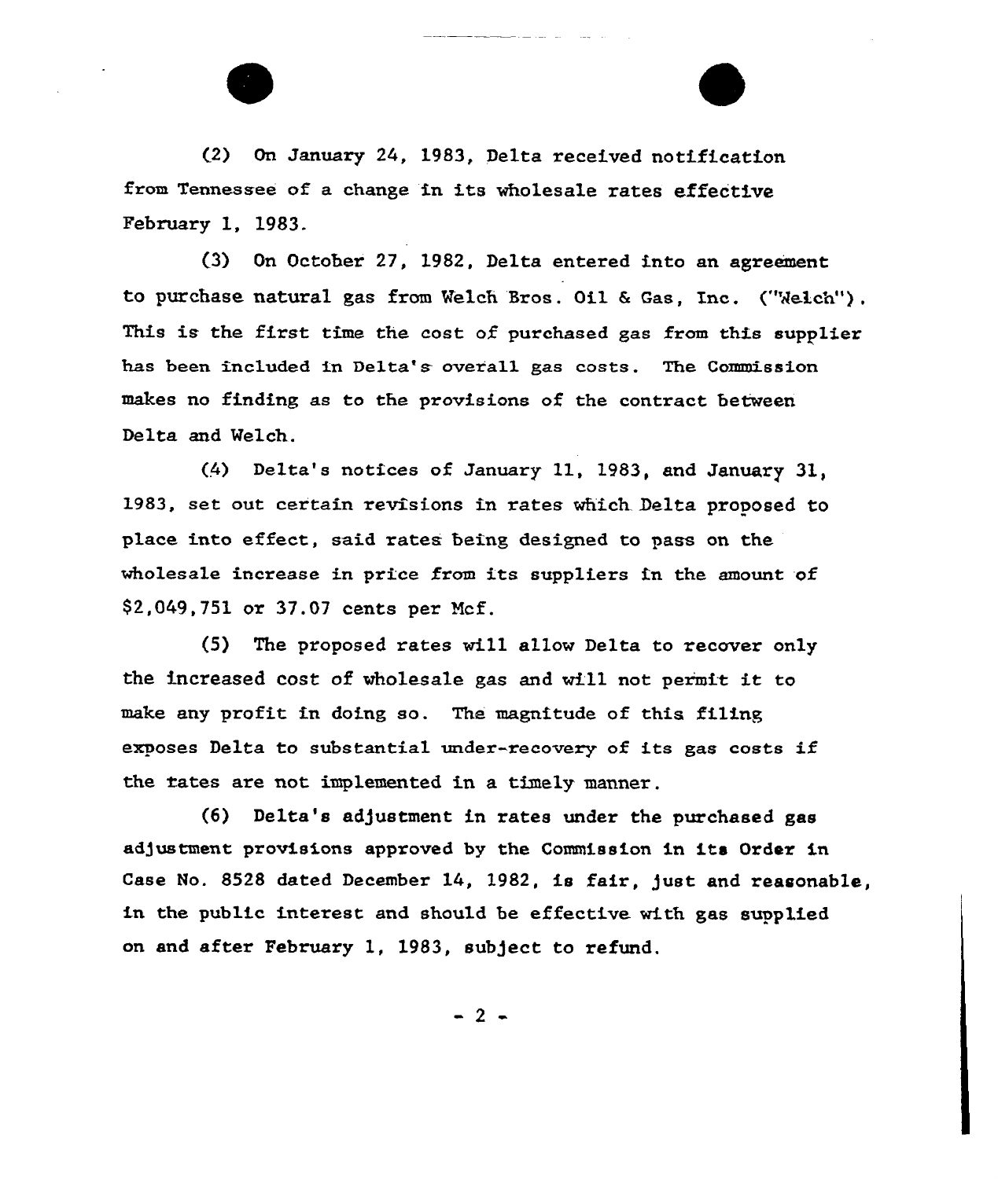(2) On January 24, 1983, Delta received notification from Tennessee of a change in its wholesale rates effective February 1, 1983.

(3) On October 27, 1982, Delta entered into an agreement to purchase natural gas from Welch Bros. Oil & Gas, Inc. ("Welch"). This is the first time the cost of purchased gas from this supplier has been included in Delta's overall gas costs. The Commission makes no finding as to the provisions of the contract between Delta and Welch.

(4) Delta's notices of January 11, 1983, and January 31, 1983, set out certain revisions in rates which Delta proposed to place into effect, said rates being designed to pass on the wholesale increase in price from its suppliers in the amount of $2,049,751 or 37.07 cents per Mcf.

(5) The proposed rates will allow Delta to recover only the increased cost of wholesale gas and will not permit it to make any profit in doing so. The magnitude of this filing exposes Delta to substantial under-recovery of its gas costs if the rates are not implemented in a timely manner.

(6) Delta's adjustment in rates under the purchased gas adjustment provisions approved by the Commission in its Order in Case No. 8528 dated December 14, 1982, is fair, just and reasonable, in the public interest and should be effective with gas supplied on and after February 1, 1983, subject to refund.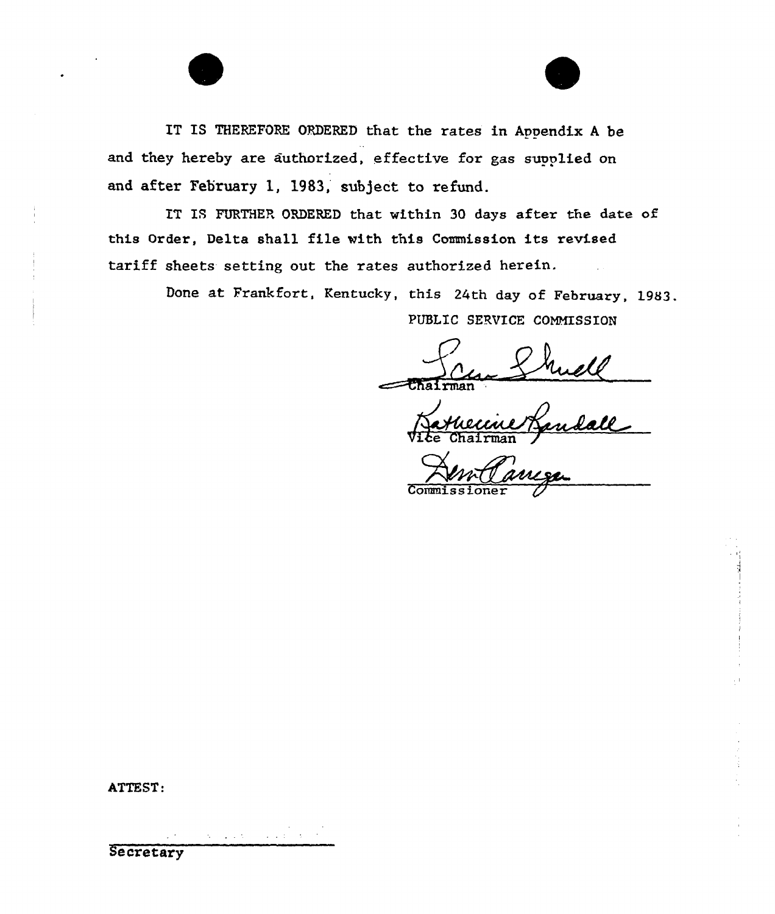IT IS THEREFORE ORDERED that the rates in Appendix A be and they hereby are authorized, effective for gas supplied on and after February 1, 1983, subject to refund.

IT IS FURTHER ORDERED that within 30 days after the date of this Order, Delta shall file with this Commission its revised tariff sheets setting out the rates authorized herein.

Done at Frankfort, Kentucky, this 24th day of February, 1983.

PUBLIC SERVICE COMMISSION

Chairman

Vice Chairman

Commissioner

ATTEST:

Secretary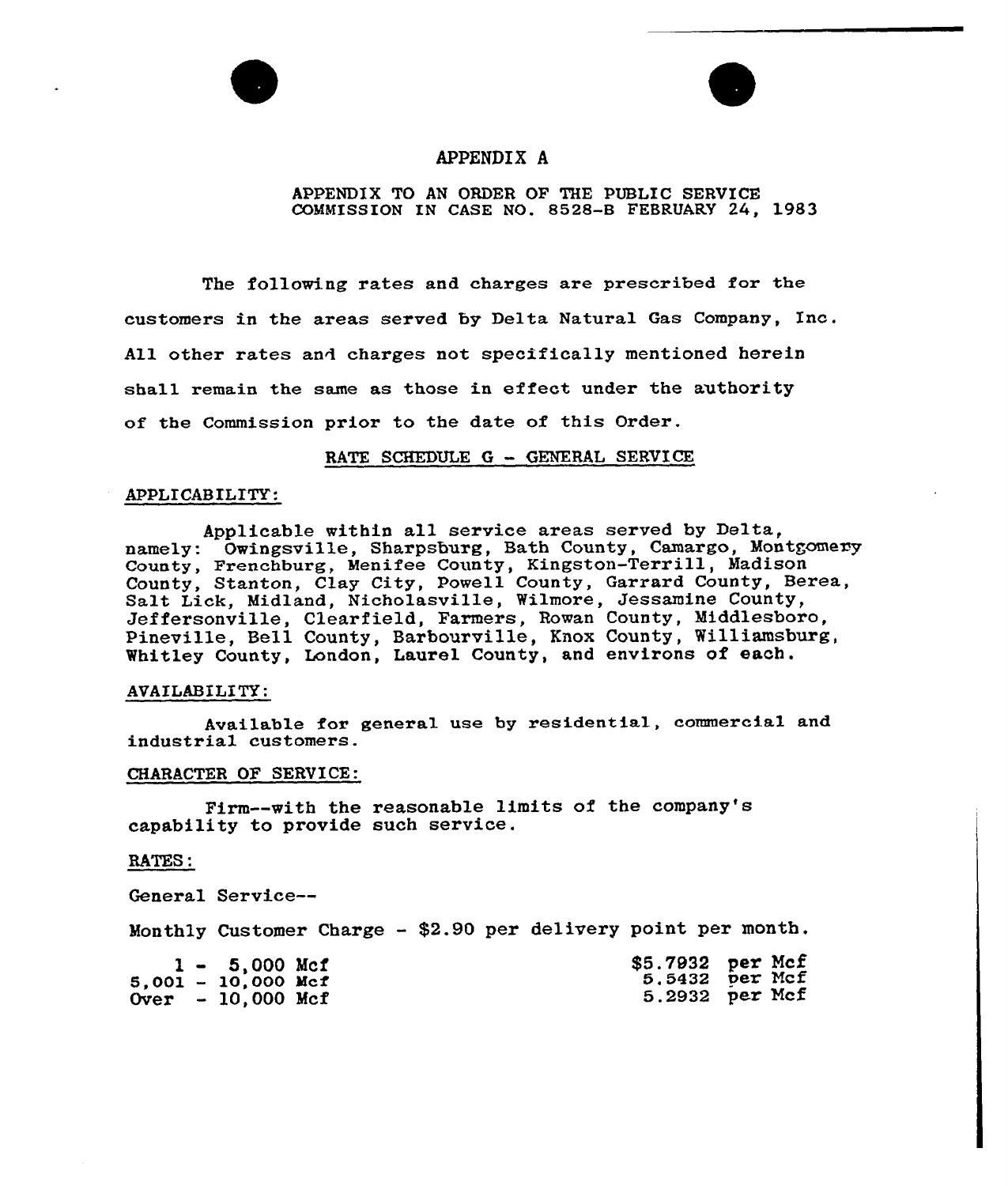# APPENDIX A

APPENDIX TO AN ORDER OF THE PUBLIC SERVICE COMMISSION IN CASE NO. 8528-B FEBRUARY 24, 1983

The following rates and charges are prescribed for the customers in the areas served by Delta Natural Gas Company, Inc. All other rates and charges not specifically mentioned herein shall remain the same as those in effect under the authority of the Commission prior to the date of this Order.

## RATE SCHEDULE G - GENERAL SERVICE

APPLICABILITY:

Applicable within all service areas served by Delta, namely: Owingsville, Sharpsburg, Bath County, Camargo, Montgomery County, Frenchburg, Menifee County, Kingston-Terrill, Madison County, Stanton, Clay City, Powell County, Garrard County, Berea, Salt Lick, Midland, Nicholasville, Wilmore, Jessamine County, Jeffersonville, Clearfield, Farmers, Rowan County, Middlesboro, Pineville, Bell County, Barbourville, Knox County, Williamsburg, Whitley County, London, Laurel County, and environs of each.

AVAILABILITY:

Available for general use by residential, commercial and industrial customers.

CHARACTER OF SERVICE:

Firm--with the reasonable limits of the company's capability to provide such service.

RATES:

General Service--

Monthly Customer Charge - $2.90 per delivery point per month.

| | |
|---|---|
| 1 - 5,000 Mcf | $5.7932 per Mcf |
| 5,001 - 10,000 Mcf | 5.5432 per Mcf |
| Over - 10,000 Mcf | 5.2932 per Mcf |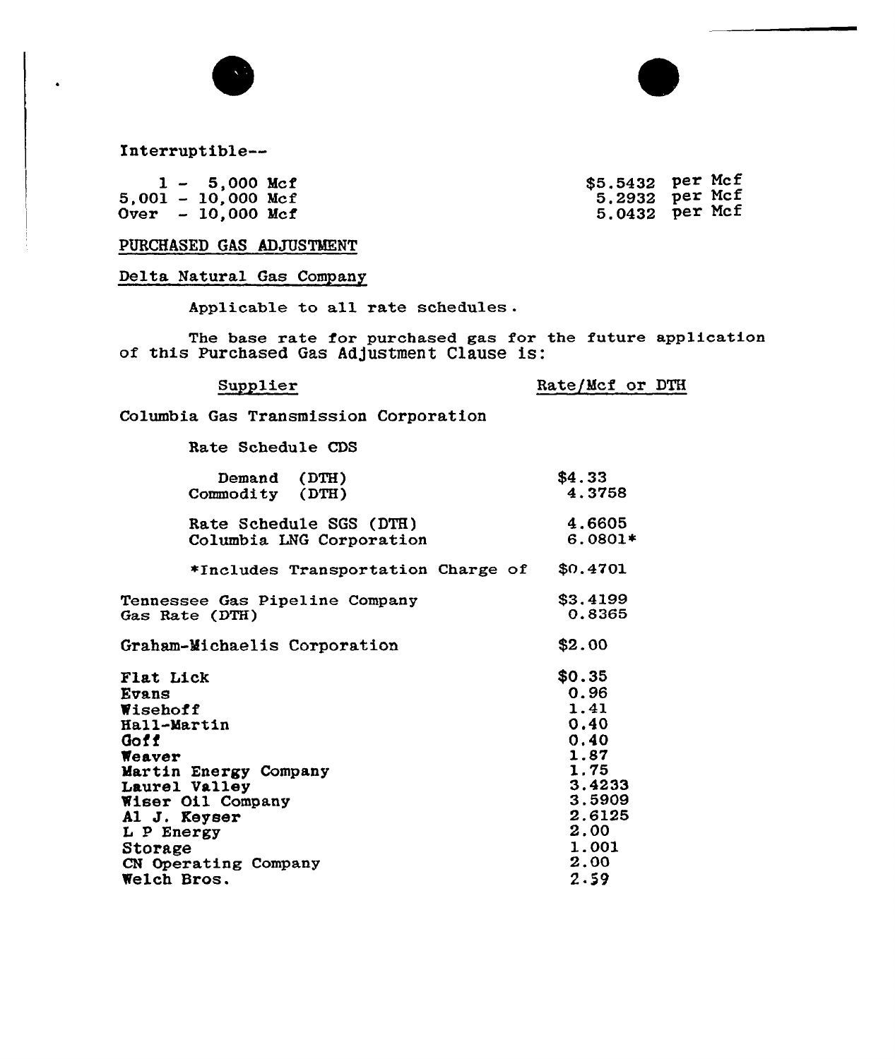Interruptible--

| | |
|---|---|
| 1 - 5,000 Mcf | $5.5432 per Mcf |
| 5,001 - 10,000 Mcf | 5.2932 per Mcf |
| Over - 10,000 Mcf | 5.0432 per Mcf |

PURCHASED GAS ADJUSTMENT

Delta Natural Gas Company

Applicable to all rate schedules.

The base rate for purchased gas for the future application of this Purchased Gas Adjustment Clause is:

| Supplier | Rate/Mcf or DTH |
|---|---|
| Columbia Gas Transmission Corporation | |
| Rate Schedule CDS | |
| Demand (DTH) | $4.33 |
| Commodity (DTH) | 4.3758 |
| Rate Schedule SGS (DTH) | 4.6605 |
| Columbia LNG Corporation | 6.0801* |
| *Includes Transportation Charge of | $0.4701 |
| Tennessee Gas Pipeline Company | $3.4199 |
| Gas Rate (DTH) | 0.8365 |
| Graham-Michaelis Corporation | $2.00 |
| Flat Lick | $0.35 |
| Evans | 0.96 |
| Wisehoff | 1.41 |
| Hall-Martin | 0.40 |
| Goff | 0.40 |
| Weaver | 1.87 |
| Martin Energy Company | 1.75 |
| Laurel Valley | 3.4233 |
| Wiser Oil Company | 3.5909 |
| Al J. Keyser | 2.6125 |
| L P Energy | 2.00 |
| Storage | 1.001 |
| CN Operating Company | 2.00 |
| Welch Bros. | 2.59 |